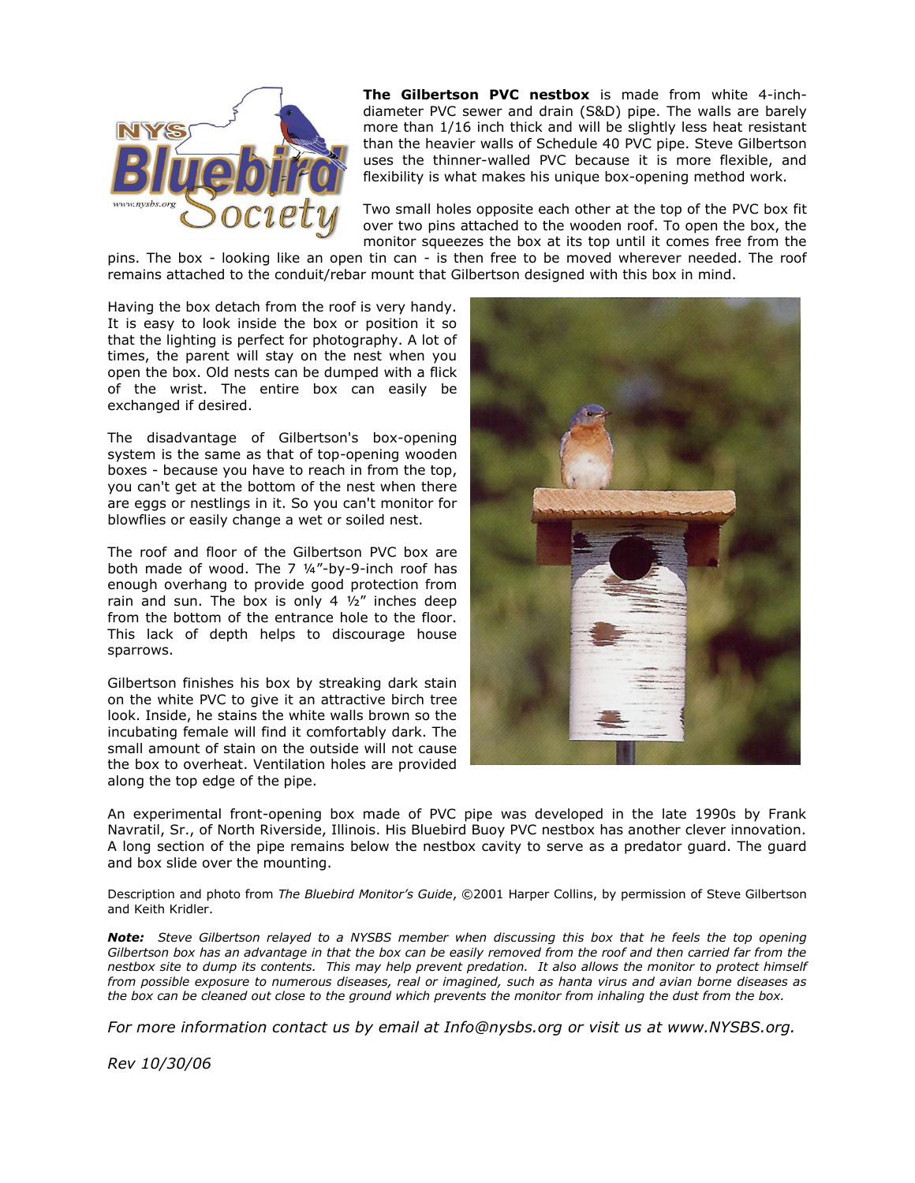**The Gilbertson PVC nestbox** is made from white 4-inch-diameter PVC sewer and drain (S&D) pipe. The walls are barely more than 1/16 inch thick and will be slightly less heat resistant than the heavier walls of Schedule 40 PVC pipe. Steve Gilbertson uses the thinner-walled PVC because it is more flexible, and flexibility is what makes his unique box-opening method work.

Two small holes opposite each other at the top of the PVC box fit over two pins attached to the wooden roof. To open the box, the monitor squeezes the box at its top until it comes free from the pins. The box - looking like an open tin can - is then free to be moved wherever needed. The roof remains attached to the conduit/rebar mount that Gilbertson designed with this box in mind.

Having the box detach from the roof is very handy. It is easy to look inside the box or position it so that the lighting is perfect for photography. A lot of times, the parent will stay on the nest when you open the box. Old nests can be dumped with a flick of the wrist. The entire box can easily be exchanged if desired.

The disadvantage of Gilbertson's box-opening system is the same as that of top-opening wooden boxes - because you have to reach in from the top, you can't get at the bottom of the nest when there are eggs or nestlings in it. So you can't monitor for blowflies or easily change a wet or soiled nest.

The roof and floor of the Gilbertson PVC box are both made of wood. The 7 ¼"-by-9-inch roof has enough overhang to provide good protection from rain and sun. The box is only 4 ½" inches deep from the bottom of the entrance hole to the floor. This lack of depth helps to discourage house sparrows.

Gilbertson finishes his box by streaking dark stain on the white PVC to give it an attractive birch tree look. Inside, he stains the white walls brown so the incubating female will find it comfortably dark. The small amount of stain on the outside will not cause the box to overheat. Ventilation holes are provided along the top edge of the pipe.

An experimental front-opening box made of PVC pipe was developed in the late 1990s by Frank Navratil, Sr., of North Riverside, Illinois. His Bluebird Buoy PVC nestbox has another clever innovation. A long section of the pipe remains below the nestbox cavity to serve as a predator guard. The guard and box slide over the mounting.

Description and photo from *The Bluebird Monitor's Guide*, ©2001 Harper Collins, by permission of Steve Gilbertson and Keith Kridler.

***Note:*** *Steve Gilbertson relayed to a NYSBS member when discussing this box that he feels the top opening Gilbertson box has an advantage in that the box can be easily removed from the roof and then carried far from the nestbox site to dump its contents. This may help prevent predation. It also allows the monitor to protect himself from possible exposure to numerous diseases, real or imagined, such as hanta virus and avian borne diseases as the box can be cleaned out close to the ground which prevents the monitor from inhaling the dust from the box.*

*For more information contact us by email at Info@nysbs.org or visit us at www.NYSBS.org.*

*Rev 10/30/06*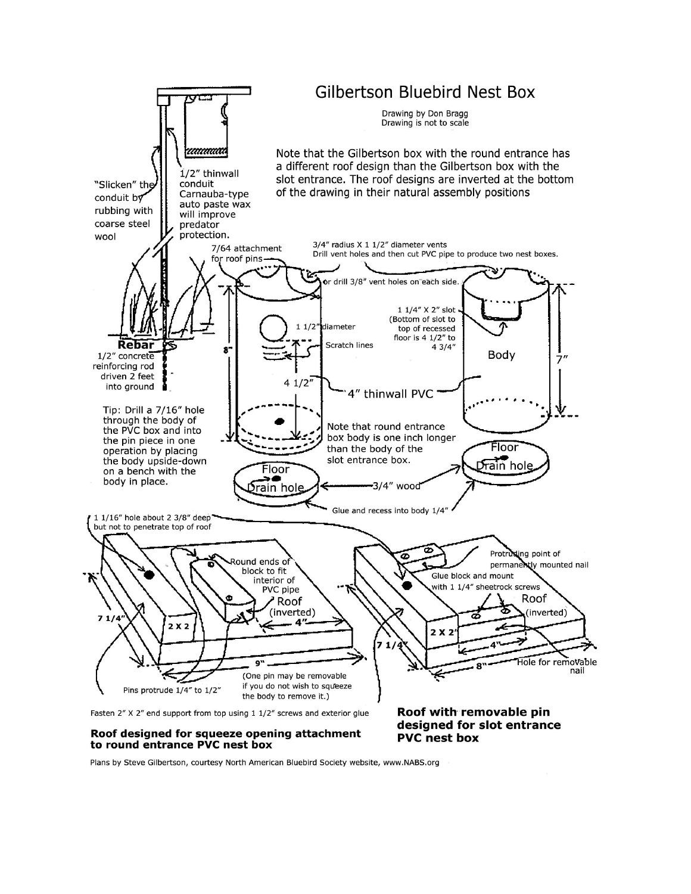# Gilbertson Bluebird Nest Box

Drawing by Don Bragg
Drawing is not to scale

Note that the Gilbertson box with the round entrance has a different roof design than the Gilbertson box with the slot entrance. The roof designs are inverted at the bottom of the drawing in their natural assembly positions

"Slicken" the conduit by rubbing with coarse steel wool

1/2" thinwall conduit
Carnauba-type auto paste wax will improve predator protection.

**Rebar**
1/2" concrete reinforcing rod driven 2 feet into ground

Tip: Drill a 7/16" hole through the body of the PVC box and into the pin piece in one operation by placing the body upside-down on a bench with the body in place.

7/64 attachment for roof pins

3/4" radius X 1 1/2" diameter vents
Drill vent holes and then cut PVC pipe to produce two nest boxes.

or drill 3/8" vent holes on each side.

1 1/2" diameter

Scratch lines

8"

4 1/2"

4" thinwall PVC

1 1/4" X 2" slot (Bottom of slot to top of recessed floor is 4 1/2" to 4 3/4"

Body

7"

Note that round entrance box body is one inch longer than the body of the slot entrance box.

Floor
Drain hole

Floor
Drain hole

3/4" wood

Glue and recess into body 1/4"

1 1/16" hole about 2 3/8" deep but not to penetrate top of roof

Round ends of block to fit interior of PVC pipe

Roof (inverted)

4"

7 1/4"

2 X 2

9"

(One pin may be removable if you do not wish to squeeze the body to remove it.)

Pins protrude 1/4" to 1/2"

Fasten 2" X 2" end support from top using 1 1/2" screws and exterior glue

**Roof designed for squeeze opening attachment to round entrance PVC nest box**

Protruding point of permanently mounted nail

Glue block and mount with 1 1/4" sheetrock screws

Roof (inverted)

7 1/4"

2 X 2"

4"

8"

Hole for removable nail

**Roof with removable pin designed for slot entrance PVC nest box**

Plans by Steve Gilbertson, courtesy North American Bluebird Society website, www.NABS.org